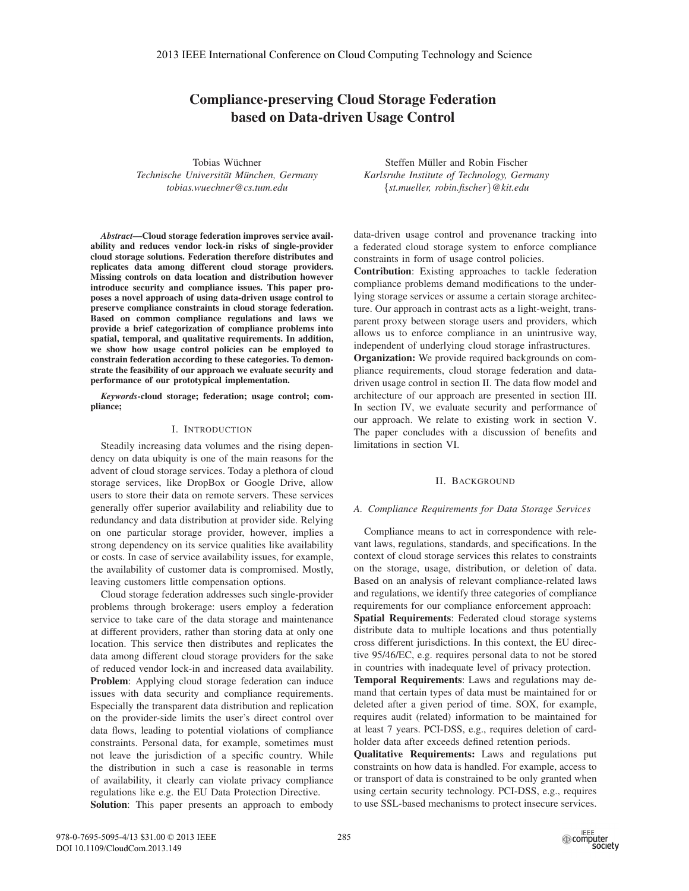# Compliance-preserving Cloud Storage Federation based on Data-driven Usage Control

Tobias Wüchner
*Technische Universität München, Germany*
*tobias.wuechner@cs.tum.edu*

Steffen Müller and Robin Fischer
*Karlsruhe Institute of Technology, Germany*
*{st.mueller, robin.fischer}@kit.edu*

***Abstract*—Cloud storage federation improves service availability and reduces vendor lock-in risks of single-provider cloud storage solutions. Federation therefore distributes and replicates data among different cloud storage providers. Missing controls on data location and distribution however introduce security and compliance issues. This paper proposes a novel approach of using data-driven usage control to preserve compliance constraints in cloud storage federation. Based on common compliance regulations and laws we provide a brief categorization of compliance problems into spatial, temporal, and qualitative requirements. In addition, we show how usage control policies can be employed to constrain federation according to these categories. To demonstrate the feasibility of our approach we evaluate security and performance of our prototypical implementation.**

***Keywords*-cloud storage; federation; usage control; compliance;**

## I. Introduction

Steadily increasing data volumes and the rising dependency on data ubiquity is one of the main reasons for the advent of cloud storage services. Today a plethora of cloud storage services, like DropBox or Google Drive, allow users to store their data on remote servers. These services generally offer superior availability and reliability due to redundancy and data distribution at provider side. Relying on one particular storage provider, however, implies a strong dependency on its service qualities like availability or costs. In case of service availability issues, for example, the availability of customer data is compromised. Mostly, leaving customers little compensation options.

Cloud storage federation addresses such single-provider problems through brokerage: users employ a federation service to take care of the data storage and maintenance at different providers, rather than storing data at only one location. This service then distributes and replicates the data among different cloud storage providers for the sake of reduced vendor lock-in and increased data availability.

**Problem**: Applying cloud storage federation can induce issues with data security and compliance requirements. Especially the transparent data distribution and replication on the provider-side limits the user's direct control over data flows, leading to potential violations of compliance constraints. Personal data, for example, sometimes must not leave the jurisdiction of a specific country. While the distribution in such a case is reasonable in terms of availability, it clearly can violate privacy compliance regulations like e.g. the EU Data Protection Directive.

**Solution**: This paper presents an approach to embody data-driven usage control and provenance tracking into a federated cloud storage system to enforce compliance constraints in form of usage control policies.

**Contribution**: Existing approaches to tackle federation compliance problems demand modifications to the underlying storage services or assume a certain storage architecture. Our approach in contrast acts as a light-weight, transparent proxy between storage users and providers, which allows us to enforce compliance in an unintrusive way, independent of underlying cloud storage infrastructures.

**Organization:** We provide required backgrounds on compliance requirements, cloud storage federation and data-driven usage control in section II. The data flow model and architecture of our approach are presented in section III. In section IV, we evaluate security and performance of our approach. We relate to existing work in section V. The paper concludes with a discussion of benefits and limitations in section VI.

## II. Background

### A. Compliance Requirements for Data Storage Services

Compliance means to act in correspondence with relevant laws, regulations, standards, and specifications. In the context of cloud storage services this relates to constraints on the storage, usage, distribution, or deletion of data. Based on an analysis of relevant compliance-related laws and regulations, we identify three categories of compliance requirements for our compliance enforcement approach:

**Spatial Requirements**: Federated cloud storage systems distribute data to multiple locations and thus potentially cross different jurisdictions. In this context, the EU directive 95/46/EC, e.g. requires personal data to not be stored in countries with inadequate level of privacy protection.

**Temporal Requirements**: Laws and regulations may demand that certain types of data must be maintained for or deleted after a given period of time. SOX, for example, requires audit (related) information to be maintained for at least 7 years. PCI-DSS, e.g., requires deletion of cardholder data after exceeds defined retention periods.

**Qualitative Requirements:** Laws and regulations put constraints on how data is handled. For example, access to or transport of data is constrained to be only granted when using certain security technology. PCI-DSS, e.g., requires to use SSL-based mechanisms to protect insecure services.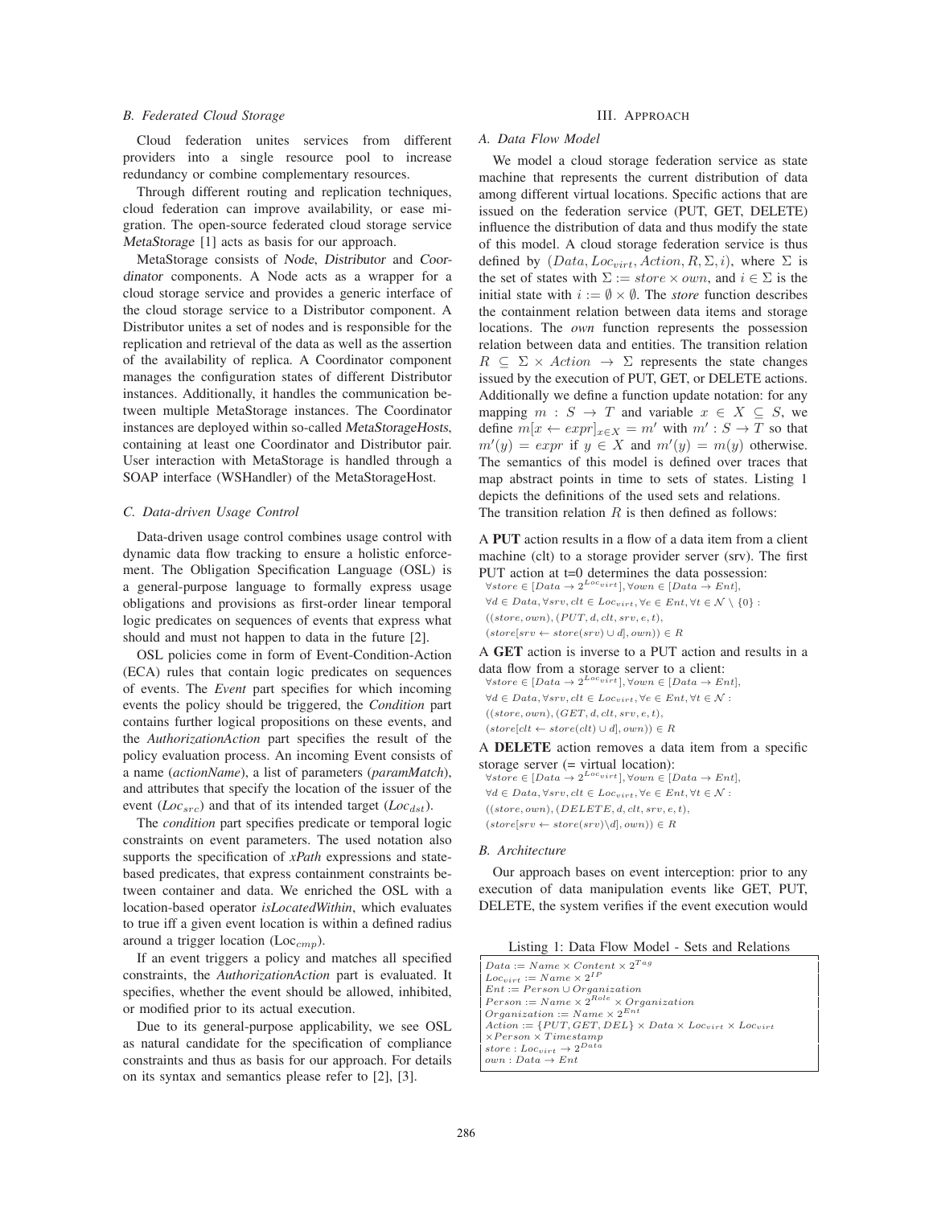### B. Federated Cloud Storage

Cloud federation unites services from different providers into a single resource pool to increase redundancy or combine complementary resources.

Through different routing and replication techniques, cloud federation can improve availability, or ease migration. The open-source federated cloud storage service *MetaStorage* [1] acts as basis for our approach.

MetaStorage consists of *Node*, *Distributor* and *Coordinator* components. A Node acts as a wrapper for a cloud storage service and provides a generic interface of the cloud storage service to a Distributor component. A Distributor unites a set of nodes and is responsible for the replication and retrieval of the data as well as the assertion of the availability of replica. A Coordinator component manages the configuration states of different Distributor instances. Additionally, it handles the communication between multiple MetaStorage instances. The Coordinator instances are deployed within so-called *MetaStorageHosts*, containing at least one Coordinator and Distributor pair. User interaction with MetaStorage is handled through a SOAP interface (WSHandler) of the MetaStorageHost.

### C. Data-driven Usage Control

Data-driven usage control combines usage control with dynamic data flow tracking to ensure a holistic enforcement. The Obligation Specification Language (OSL) is a general-purpose language to formally express usage obligations and provisions as first-order linear temporal logic predicates on sequences of events that express what should and must not happen to data in the future [2].

OSL policies come in form of Event-Condition-Action (ECA) rules that contain logic predicates on sequences of events. The *Event* part specifies for which incoming events the policy should be triggered, the *Condition* part contains further logical propositions on these events, and the *AuthorizationAction* part specifies the result of the policy evaluation process. An incoming Event consists of a name (*actionName*), a list of parameters (*paramMatch*), and attributes that specify the location of the issuer of the event ($Loc_{src}$) and that of its intended target ($Loc_{dst}$).

The *condition* part specifies predicate or temporal logic constraints on event parameters. The used notation also supports the specification of *xPath* expressions and state-based predicates, that express containment constraints between container and data. We enriched the OSL with a location-based operator *isLocatedWithin*, which evaluates to true iff a given event location is within a defined radius around a trigger location ($Loc_{cmp}$).

If an event triggers a policy and matches all specified constraints, the *AuthorizationAction* part is evaluated. It specifies, whether the event should be allowed, inhibited, or modified prior to its actual execution.

Due to its general-purpose applicability, we see OSL as natural candidate for the specification of compliance constraints and thus as basis for our approach. For details on its syntax and semantics please refer to [2], [3].

## III. Approach

### A. Data Flow Model

We model a cloud storage federation service as state machine that represents the current distribution of data among different virtual locations. Specific actions that are issued on the federation service (PUT, GET, DELETE) influence the distribution of data and thus modify the state of this model. A cloud storage federation service is thus defined by $(Data, Loc_{virt}, Action, R, \Sigma, i)$, where $\Sigma$ is the set of states with $\Sigma := store \times own$, and $i \in \Sigma$ is the initial state with $i := \emptyset \times \emptyset$. The *store* function describes the containment relation between data items and storage locations. The *own* function represents the possession relation between data and entities. The transition relation $R \subseteq \Sigma \times Action \rightarrow \Sigma$ represents the state changes issued by the execution of PUT, GET, or DELETE actions. Additionally we define a function update notation: for any mapping $m : S \rightarrow T$ and variable $x \in X \subseteq S$, we define $m[x \leftarrow expr]_{x \in X} = m'$ with $m' : S \rightarrow T$ so that $m'(y) = expr$ if $y \in X$ and $m'(y) = m(y)$ otherwise. The semantics of this model is defined over traces that map abstract points in time to sets of states. Listing 1 depicts the definitions of the used sets and relations.
The transition relation $R$ is then defined as follows:

A **PUT** action results in a flow of a data item from a client machine (clt) to a storage provider server (srv). The first PUT action at t=0 determines the data possession:

$$\forall store \in [Data \rightarrow 2^{Loc_{virt}}], \forall own \in [Data \rightarrow Ent],$$
$$\forall d \in Data, \forall srv, clt \in Loc_{virt}, \forall e \in Ent, \forall t \in \mathcal{N} \setminus \{0\} :$$
$$((store, own), (PUT, d, clt, srv, e, t),$$
$$(store[srv \leftarrow store(srv) \cup d], own)) \in R$$

A **GET** action is inverse to a PUT action and results in a data flow from a storage server to a client:

$$\forall store \in [Data \rightarrow 2^{Loc_{virt}}], \forall own \in [Data \rightarrow Ent],$$
$$\forall d \in Data, \forall srv, clt \in Loc_{virt}, \forall e \in Ent, \forall t \in \mathcal{N} :$$
$$((store, own), (GET, d, clt, srv, e, t),$$
$$(store[clt \leftarrow store(clt) \cup d], own)) \in R$$

A **DELETE** action removes a data item from a specific storage server (= virtual location):

$$\forall store \in [Data \rightarrow 2^{Loc_{virt}}], \forall own \in [Data \rightarrow Ent],$$
$$\forall d \in Data, \forall srv, clt \in Loc_{virt}, \forall e \in Ent, \forall t \in \mathcal{N} :$$
$$((store, own), (DELETE, d, clt, srv, e, t),$$
$$(store[srv \leftarrow store(srv) \setminus d], own)) \in R$$

### B. Architecture

Our approach bases on event interception: prior to any execution of data manipulation events like GET, PUT, DELETE, the system verifies if the event execution would

Listing 1: Data Flow Model - Sets and Relations

$$Data := Name \times Content \times 2^{Tag}$$
$$Loc_{virt} := Name \times 2^{IP}$$
$$Ent := Person \cup Organization$$
$$Person := Name \times 2^{Role} \times Organization$$
$$Organization := Name \times 2^{Ent}$$
$$Action := \{PUT, GET, DEL\} \times Data \times Loc_{virt} \times Loc_{virt}$$
$$\times Person \times Timestamp$$
$$store : Loc_{virt} \rightarrow 2^{Data}$$
$$own : Data \rightarrow Ent$$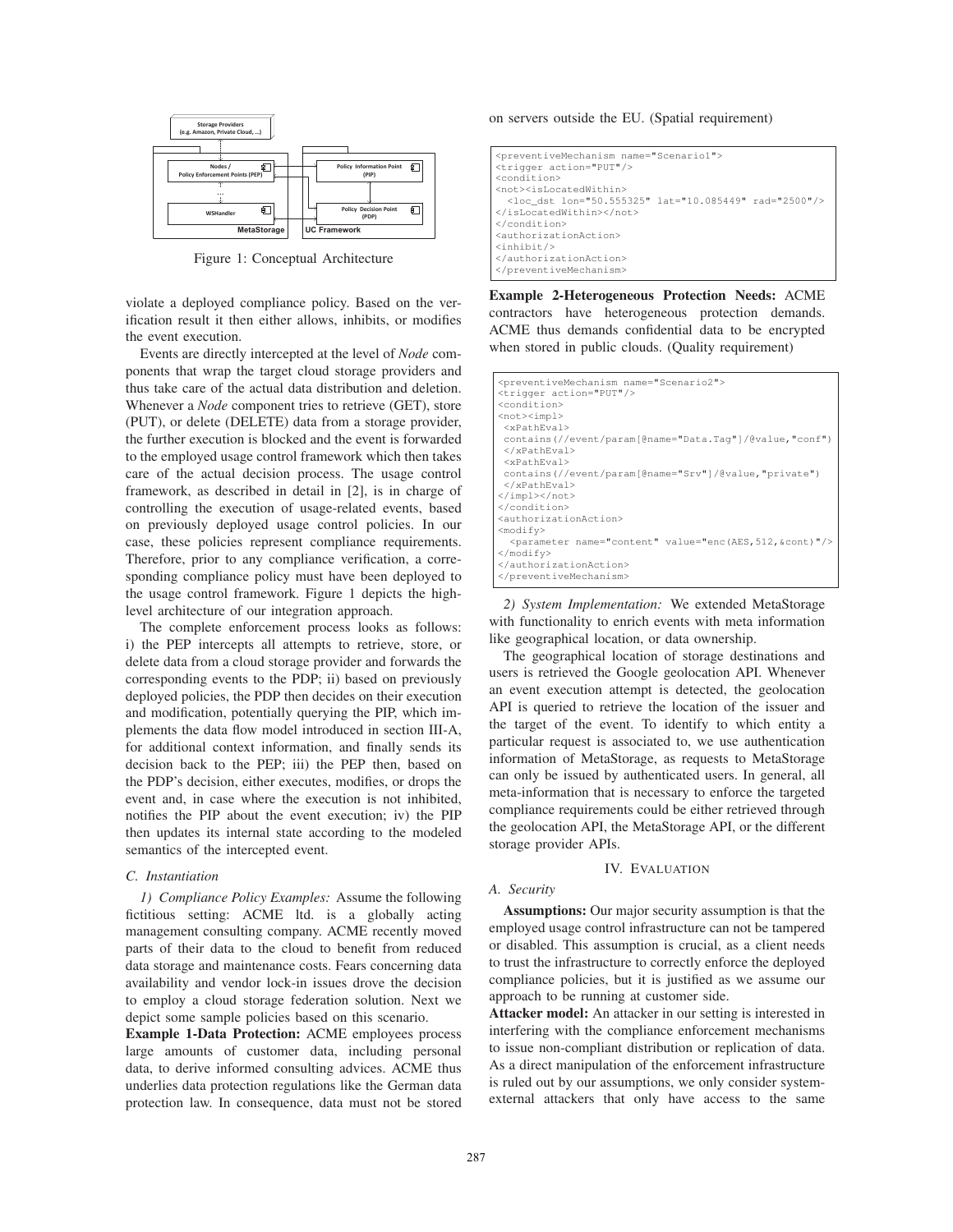Figure 1: Conceptual Architecture

violate a deployed compliance policy. Based on the verification result it then either allows, inhibits, or modifies the event execution.

Events are directly intercepted at the level of *Node* components that wrap the target cloud storage providers and thus take care of the actual data distribution and deletion. Whenever a *Node* component tries to retrieve (GET), store (PUT), or delete (DELETE) data from a storage provider, the further execution is blocked and the event is forwarded to the employed usage control framework which then takes care of the actual decision process. The usage control framework, as described in detail in [2], is in charge of controlling the execution of usage-related events, based on previously deployed usage control policies. In our case, these policies represent compliance requirements. Therefore, prior to any compliance verification, a corresponding compliance policy must have been deployed to the usage control framework. Figure 1 depicts the high-level architecture of our integration approach.

The complete enforcement process looks as follows: i) the PEP intercepts all attempts to retrieve, store, or delete data from a cloud storage provider and forwards the corresponding events to the PDP; ii) based on previously deployed policies, the PDP then decides on their execution and modification, potentially querying the PIP, which implements the data flow model introduced in section III-A, for additional context information, and finally sends its decision back to the PEP; iii) the PEP then, based on the PDP's decision, either executes, modifies, or drops the event and, in case where the execution is not inhibited, notifies the PIP about the event execution; iv) the PIP then updates its internal state according to the modeled semantics of the intercepted event.

### C. Instantiation

*1) Compliance Policy Examples:* Assume the following fictitious setting: ACME ltd. is a globally acting management consulting company. ACME recently moved parts of their data to the cloud to benefit from reduced data storage and maintenance costs. Fears concerning data availability and vendor lock-in issues drove the decision to employ a cloud storage federation solution. Next we depict some sample policies based on this scenario.

**Example 1-Data Protection:** ACME employees process large amounts of customer data, including personal data, to derive informed consulting advices. ACME thus underlies data protection regulations like the German data protection law. In consequence, data must not be stored on servers outside the EU. (Spatial requirement)

```
<preventiveMechanism name="Scenario1">
<trigger action="PUT"/>
<condition>
<not><isLocatedWithin>
  <loc_dst lon="50.555325" lat="10.085449" rad="2500"/>
</isLocatedWithin></not>
</condition>
<authorizationAction>
<inhibit/>
</authorizationAction>
</preventiveMechanism>
```

**Example 2-Heterogeneous Protection Needs:** ACME contractors have heterogeneous protection demands. ACME thus demands confidential data to be encrypted when stored in public clouds. (Quality requirement)

```
<preventiveMechanism name="Scenario2">
<trigger action="PUT"/>
<condition>
<not><impl>
 <xPathEval>
 contains(//event/param[@name="Data.Tag"]/@value,"conf")
 </xPathEval>
 <xPathEval>
 contains(//event/param[@name="Srv"]/@value,"private")
 </xPathEval>
</impl></not>
</condition>
<authorizationAction>
<modify>
  <parameter name="content" value="enc(AES,512,&cont)"/>
</modify>
</authorizationAction>
</preventiveMechanism>
```

*2) System Implementation:* We extended MetaStorage with functionality to enrich events with meta information like geographical location, or data ownership.

The geographical location of storage destinations and users is retrieved the Google geolocation API. Whenever an event execution attempt is detected, the geolocation API is queried to retrieve the location of the issuer and the target of the event. To identify to which entity a particular request is associated to, we use authentication information of MetaStorage, as requests to MetaStorage can only be issued by authenticated users. In general, all meta-information that is necessary to enforce the targeted compliance requirements could be either retrieved through the geolocation API, the MetaStorage API, or the different storage provider APIs.

## IV. Evaluation

### A. Security

**Assumptions:** Our major security assumption is that the employed usage control infrastructure can not be tampered or disabled. This assumption is crucial, as a client needs to trust the infrastructure to correctly enforce the deployed compliance policies, but it is justified as we assume our approach to be running at customer side.

**Attacker model:** An attacker in our setting is interested in interfering with the compliance enforcement mechanisms to issue non-compliant distribution or replication of data. As a direct manipulation of the enforcement infrastructure is ruled out by our assumptions, we only consider system-external attackers that only have access to the same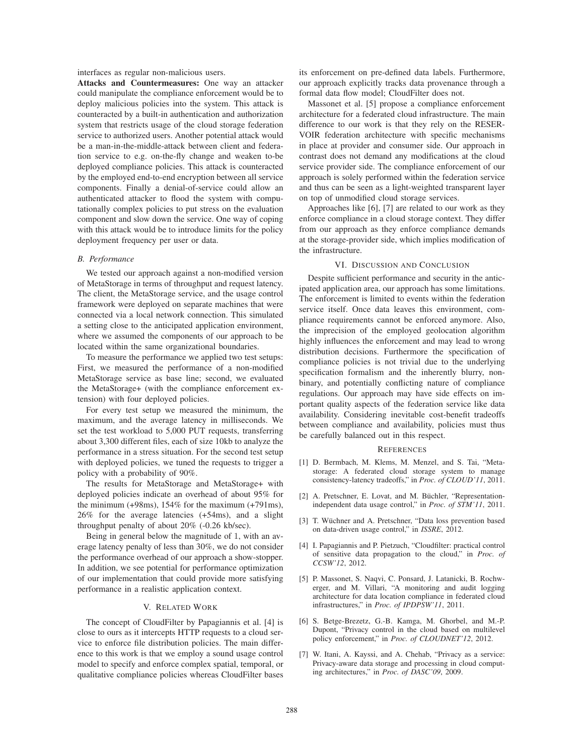interfaces as regular non-malicious users.

**Attacks and Countermeasures:** One way an attacker could manipulate the compliance enforcement would be to deploy malicious policies into the system. This attack is counteracted by a built-in authentication and authorization system that restricts usage of the cloud storage federation service to authorized users. Another potential attack would be a man-in-the-middle-attack between client and federation service to e.g. on-the-fly change and weaken to-be deployed compliance policies. This attack is counteracted by the employed end-to-end encryption between all service components. Finally a denial-of-service could allow an authenticated attacker to flood the system with computationally complex policies to put stress on the evaluation component and slow down the service. One way of coping with this attack would be to introduce limits for the policy deployment frequency per user or data.

### *B. Performance*

We tested our approach against a non-modified version of MetaStorage in terms of throughput and request latency. The client, the MetaStorage service, and the usage control framework were deployed on separate machines that were connected via a local network connection. This simulated a setting close to the anticipated application environment, where we assumed the components of our approach to be located within the same organizational boundaries.

To measure the performance we applied two test setups: First, we measured the performance of a non-modified MetaStorage service as base line; second, we evaluated the MetaStorage+ (with the compliance enforcement extension) with four deployed policies.

For every test setup we measured the minimum, the maximum, and the average latency in milliseconds. We set the test workload to 5,000 PUT requests, transferring about 3,300 different files, each of size 10kb to analyze the performance in a stress situation. For the second test setup with deployed policies, we tuned the requests to trigger a policy with a probability of 90%.

The results for MetaStorage and MetaStorage+ with deployed policies indicate an overhead of about 95% for the minimum (+98ms), 154% for the maximum (+791ms), 26% for the average latencies (+54ms), and a slight throughput penalty of about 20% (-0.26 kb/sec).

Being in general below the magnitude of 1, with an average latency penalty of less than 30%, we do not consider the performance overhead of our approach a show-stopper. In addition, we see potential for performance optimization of our implementation that could provide more satisfying performance in a realistic application context.

## V. Related Work

The concept of CloudFilter by Papagiannis et al. [4] is close to ours as it intercepts HTTP requests to a cloud service to enforce file distribution policies. The main difference to this work is that we employ a sound usage control model to specify and enforce complex spatial, temporal, or qualitative compliance policies whereas CloudFilter bases its enforcement on pre-defined data labels. Furthermore, our approach explicitly tracks data provenance through a formal data flow model; CloudFilter does not.

Massonet et al. [5] propose a compliance enforcement architecture for a federated cloud infrastructure. The main difference to our work is that they rely on the RESERVOIR federation architecture with specific mechanisms in place at provider and consumer side. Our approach in contrast does not demand any modifications at the cloud service provider side. The compliance enforcement of our approach is solely performed within the federation service and thus can be seen as a light-weighted transparent layer on top of unmodified cloud storage services.

Approaches like [6], [7] are related to our work as they enforce compliance in a cloud storage context. They differ from our approach as they enforce compliance demands at the storage-provider side, which implies modification of the infrastructure.

## VI. Discussion and Conclusion

Despite sufficient performance and security in the anticipated application area, our approach has some limitations. The enforcement is limited to events within the federation service itself. Once data leaves this environment, compliance requirements cannot be enforced anymore. Also, the imprecision of the employed geolocation algorithm highly influences the enforcement and may lead to wrong distribution decisions. Furthermore the specification of compliance policies is not trivial due to the underlying specification formalism and the inherently blurry, non-binary, and potentially conflicting nature of compliance regulations. Our approach may have side effects on important quality aspects of the federation service like data availability. Considering inevitable cost-benefit tradeoffs between compliance and availability, policies must thus be carefully balanced out in this respect.

## References

[1] D. Bermbach, M. Klems, M. Menzel, and S. Tai, "Metastorage: A federated cloud storage system to manage consistency-latency tradeoffs," in *Proc. of CLOUD'11*, 2011.

[2] A. Pretschner, E. Lovat, and M. Büchler, "Representation-independent data usage control," in *Proc. of STM'11*, 2011.

[3] T. Wüchner and A. Pretschner, "Data loss prevention based on data-driven usage control," in *ISSRE*, 2012.

[4] I. Papagiannis and P. Pietzuch, "Cloudfilter: practical control of sensitive data propagation to the cloud," in *Proc. of CCSW'12*, 2012.

[5] P. Massonet, S. Naqvi, C. Ponsard, J. Latanicki, B. Rochwerger, and M. Villari, "A monitoring and audit logging architecture for data location compliance in federated cloud infrastructures," in *Proc. of IPDPSW'11*, 2011.

[6] S. Betge-Brezetz, G.-B. Kamga, M. Ghorbel, and M.-P. Dupont, "Privacy control in the cloud based on multilevel policy enforcement," in *Proc. of CLOUDNET'12*, 2012.

[7] W. Itani, A. Kayssi, and A. Chehab, "Privacy as a service: Privacy-aware data storage and processing in cloud computing architectures," in *Proc. of DASC'09*, 2009.